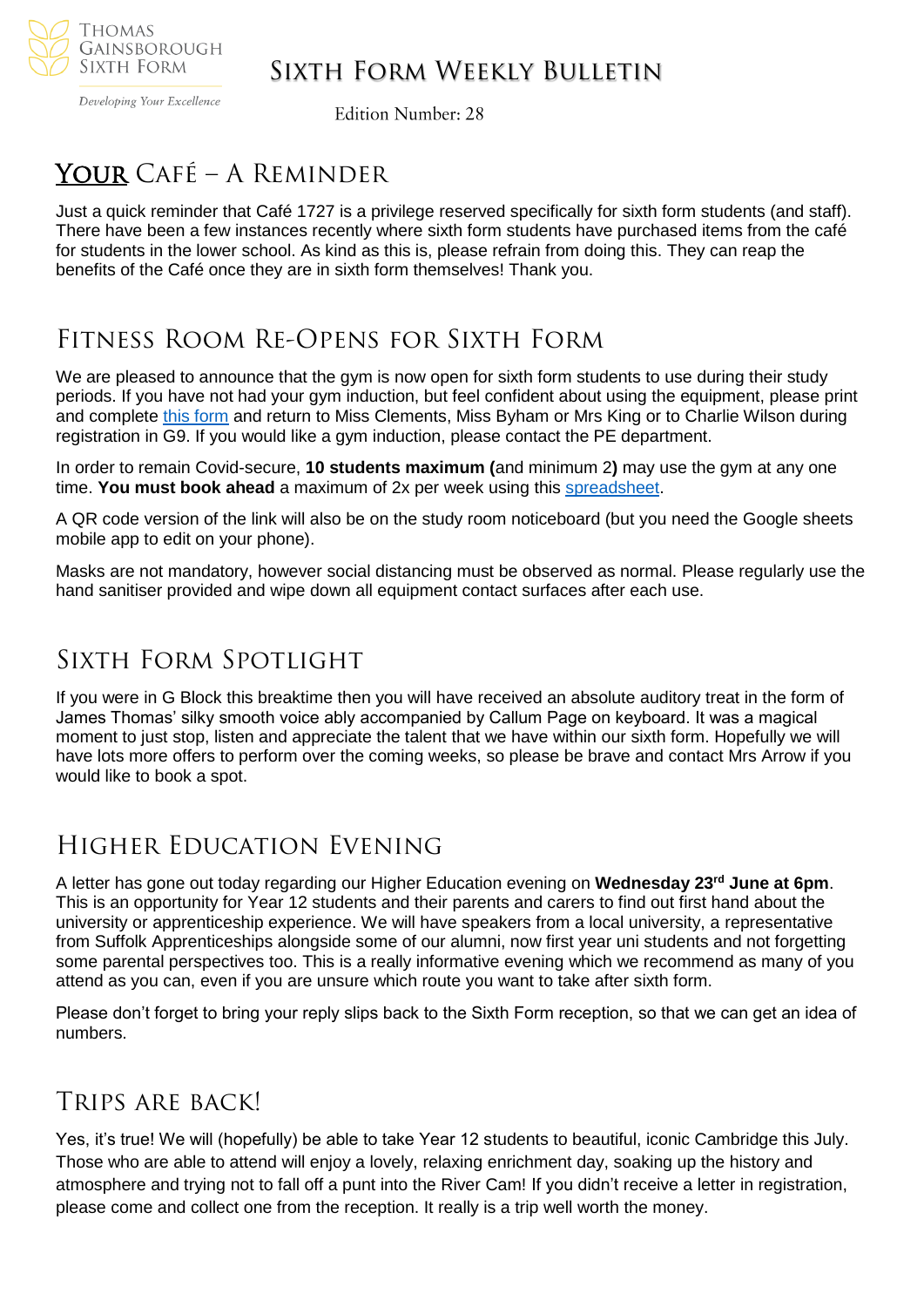Thomas Gainsborough Sixth Form

*Developing Your Excellence*

# Sixth Form Weekly Bulletin

Edition Number: 28

## <u>Your</u> Café – A Reminder

Just a quick reminder that Café 1727 is a privilege reserved specifically for sixth form students (and staff). There have been a few instances recently where sixth form students have purchased items from the café for students in the lower school. As kind as this is, please refrain from doing this. They can reap the benefits of the Café once they are in sixth form themselves! Thank you.

## Fitness Room Re-Opens for Sixth Form

We are pleased to announce that the gym is now open for sixth form students to use during their study periods. If you have not had your gym induction, but feel confident about using the equipment, please print and complete this form and return to Miss Clements, Miss Byham or Mrs King or to Charlie Wilson during registration in G9. If you would like a gym induction, please contact the PE department.

In order to remain Covid-secure, **10 students maximum (**and minimum 2**)** may use the gym at any one time. **You must book ahead** a maximum of 2x per week using this spreadsheet.

A QR code version of the link will also be on the study room noticeboard (but you need the Google sheets mobile app to edit on your phone).

Masks are not mandatory, however social distancing must be observed as normal. Please regularly use the hand sanitiser provided and wipe down all equipment contact surfaces after each use.

## Sixth Form Spotlight

If you were in G Block this breaktime then you will have received an absolute auditory treat in the form of James Thomas' silky smooth voice ably accompanied by Callum Page on keyboard. It was a magical moment to just stop, listen and appreciate the talent that we have within our sixth form. Hopefully we will have lots more offers to perform over the coming weeks, so please be brave and contact Mrs Arrow if you would like to book a spot.

## Higher Education Evening

A letter has gone out today regarding our Higher Education evening on **Wednesday 23rd June at 6pm**. This is an opportunity for Year 12 students and their parents and carers to find out first hand about the university or apprenticeship experience. We will have speakers from a local university, a representative from Suffolk Apprenticeships alongside some of our alumni, now first year uni students and not forgetting some parental perspectives too. This is a really informative evening which we recommend as many of you attend as you can, even if you are unsure which route you want to take after sixth form.

Please don't forget to bring your reply slips back to the Sixth Form reception, so that we can get an idea of numbers.

## Trips are back!

Yes, it's true! We will (hopefully) be able to take Year 12 students to beautiful, iconic Cambridge this July. Those who are able to attend will enjoy a lovely, relaxing enrichment day, soaking up the history and atmosphere and trying not to fall off a punt into the River Cam! If you didn't receive a letter in registration, please come and collect one from the reception. It really is a trip well worth the money.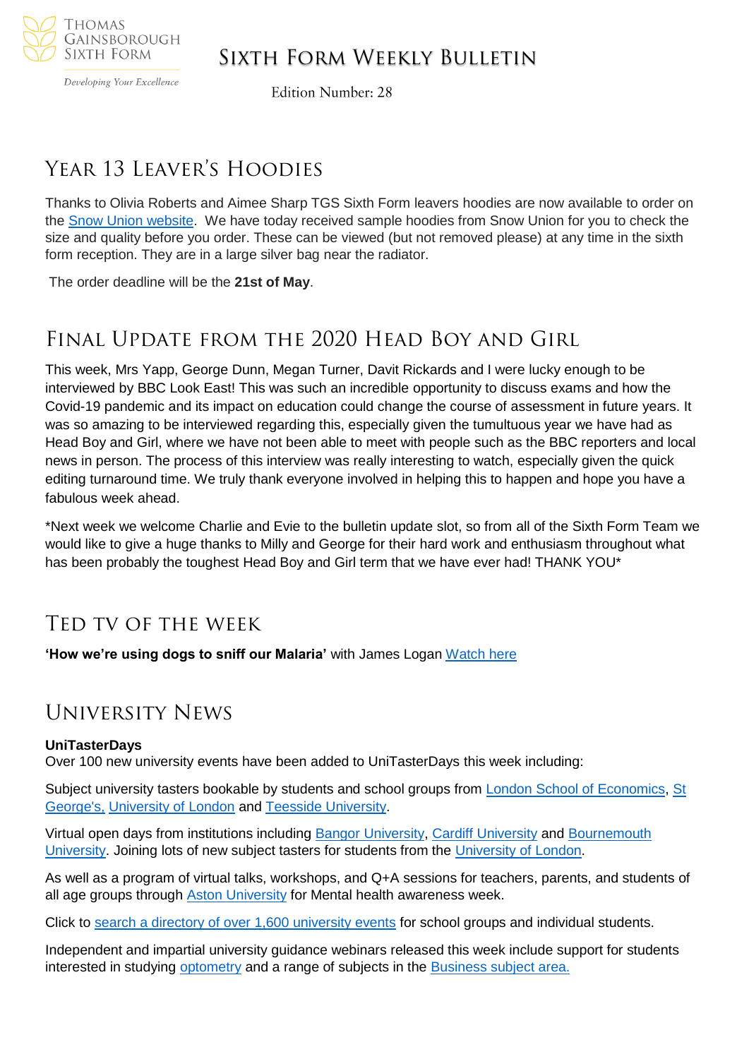# Sixth Form Weekly Bulletin

Edition Number: 28

## Year 13 Leaver's Hoodies

Thanks to Olivia Roberts and Aimee Sharp TGS Sixth Form leavers hoodies are now available to order on the Snow Union website. We have today received sample hoodies from Snow Union for you to check the size and quality before you order. These can be viewed (but not removed please) at any time in the sixth form reception. They are in a large silver bag near the radiator.

The order deadline will be the **21st of May**.

## Final Update from the 2020 Head Boy and Girl

This week, Mrs Yapp, George Dunn, Megan Turner, Davit Rickards and I were lucky enough to be interviewed by BBC Look East! This was such an incredible opportunity to discuss exams and how the Covid-19 pandemic and its impact on education could change the course of assessment in future years. It was so amazing to be interviewed regarding this, especially given the tumultuous year we have had as Head Boy and Girl, where we have not been able to meet with people such as the BBC reporters and local news in person. The process of this interview was really interesting to watch, especially given the quick editing turnaround time. We truly thank everyone involved in helping this to happen and hope you have a fabulous week ahead.

*Next week we welcome Charlie and Evie to the bulletin update slot, so from all of the Sixth Form Team we would like to give a huge thanks to Milly and George for their hard work and enthusiasm throughout what has been probably the toughest Head Boy and Girl term that we have ever had! THANK YOU*

## TED TV of the Week

**'How we're using dogs to sniff our Malaria'** with James Logan Watch here

## University News

**UniTasterDays**
Over 100 new university events have been added to UniTasterDays this week including:

Subject university tasters bookable by students and school groups from London School of Economics, St George's, University of London and Teesside University.

Virtual open days from institutions including Bangor University, Cardiff University and Bournemouth University. Joining lots of new subject tasters for students from the University of London.

As well as a program of virtual talks, workshops, and Q+A sessions for teachers, parents, and students of all age groups through Aston University for Mental health awareness week.

Click to search a directory of over 1,600 university events for school groups and individual students.

Independent and impartial university guidance webinars released this week include support for students interested in studying optometry and a range of subjects in the Business subject area.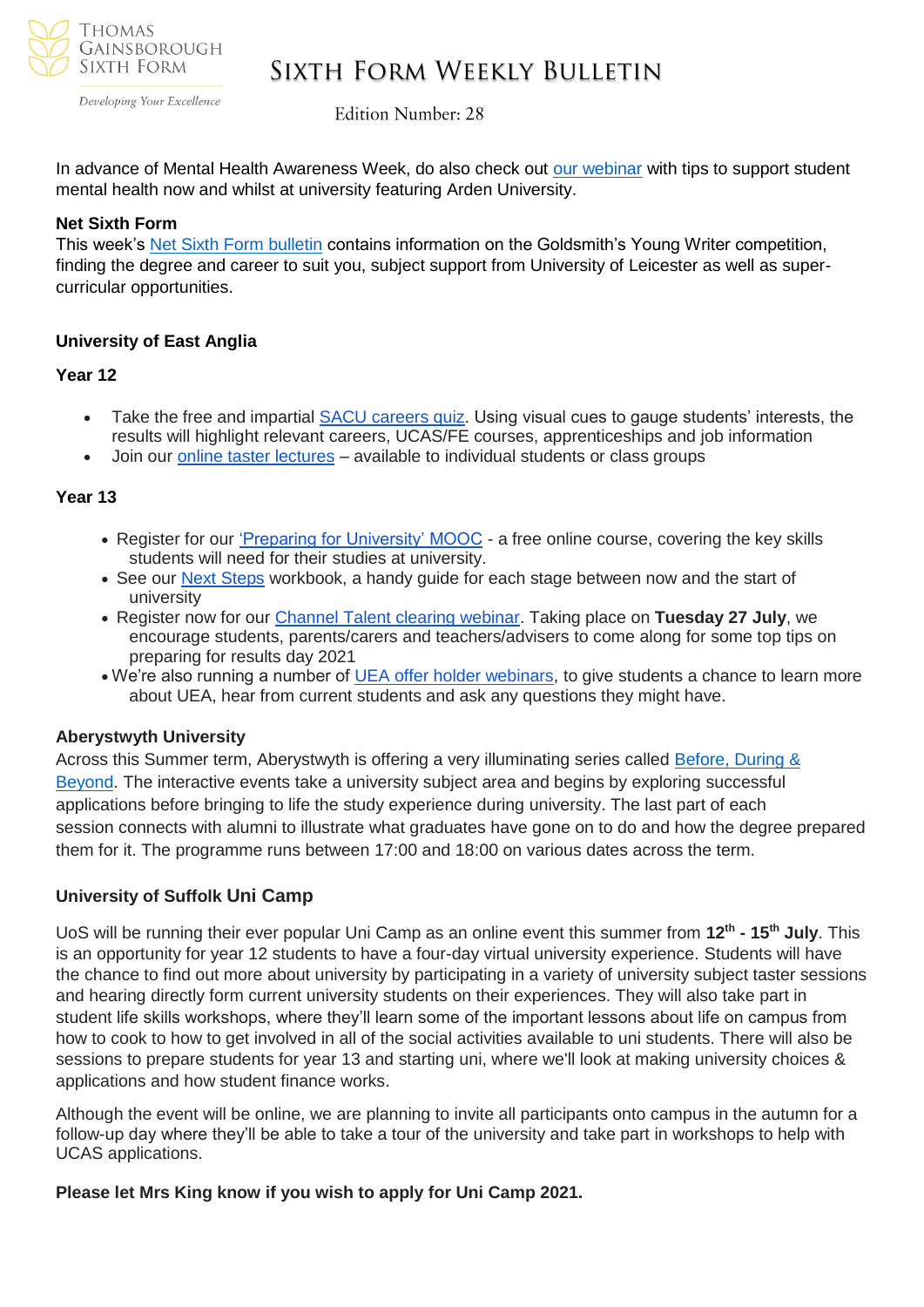In advance of Mental Health Awareness Week, do also check out our webinar with tips to support student mental health now and whilst at university featuring Arden University.

**Net Sixth Form**

This week's Net Sixth Form bulletin contains information on the Goldsmith's Young Writer competition, finding the degree and career to suit you, subject support from University of Leicester as well as super-curricular opportunities.

**University of East Anglia**

**Year 12**

- Take the free and impartial SACU careers quiz. Using visual cues to gauge students' interests, the results will highlight relevant careers, UCAS/FE courses, apprenticeships and job information
- Join our online taster lectures – available to individual students or class groups

**Year 13**

- Register for our 'Preparing for University' MOOC - a free online course, covering the key skills students will need for their studies at university.
- See our Next Steps workbook, a handy guide for each stage between now and the start of university
- Register now for our Channel Talent clearing webinar. Taking place on **Tuesday 27 July**, we encourage students, parents/carers and teachers/advisers to come along for some top tips on preparing for results day 2021
- We're also running a number of UEA offer holder webinars, to give students a chance to learn more about UEA, hear from current students and ask any questions they might have.

**Aberystwyth University**

Across this Summer term, Aberystwyth is offering a very illuminating series called Before, During & Beyond. The interactive events take a university subject area and begins by exploring successful applications before bringing to life the study experience during university. The last part of each session connects with alumni to illustrate what graduates have gone on to do and how the degree prepared them for it. The programme runs between 17:00 and 18:00 on various dates across the term.

**University of Suffolk Uni Camp**

UoS will be running their ever popular Uni Camp as an online event this summer from **12th - 15th July**. This is an opportunity for year 12 students to have a four-day virtual university experience. Students will have the chance to find out more about university by participating in a variety of university subject taster sessions and hearing directly form current university students on their experiences. They will also take part in student life skills workshops, where they'll learn some of the important lessons about life on campus from how to cook to how to get involved in all of the social activities available to uni students. There will also be sessions to prepare students for year 13 and starting uni, where we'll look at making university choices & applications and how student finance works.

Although the event will be online, we are planning to invite all participants onto campus in the autumn for a follow-up day where they'll be able to take a tour of the university and take part in workshops to help with UCAS applications.

**Please let Mrs King know if you wish to apply for Uni Camp 2021.**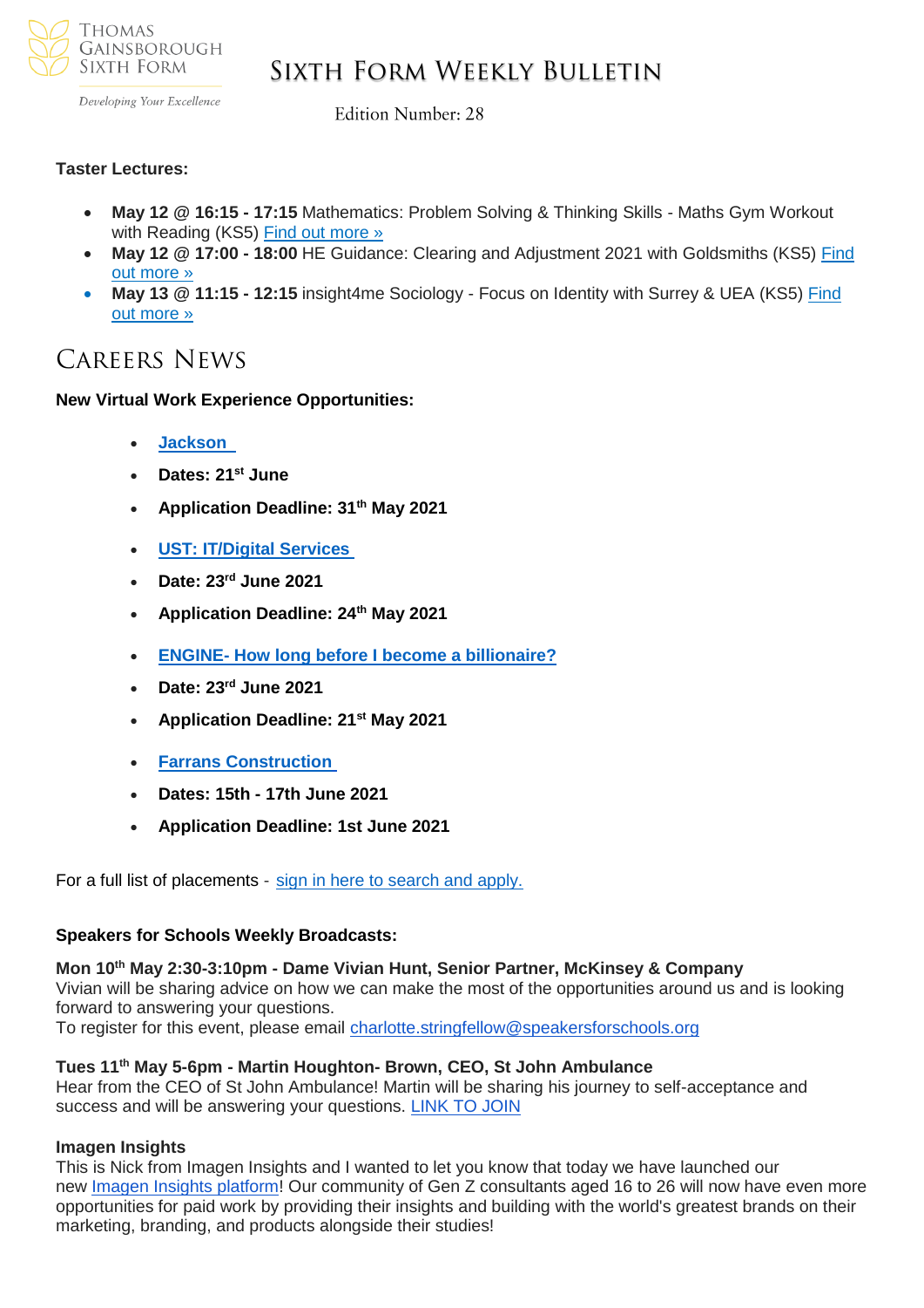Thomas Gainsborough Sixth Form

*Developing Your Excellence*

# Sixth Form Weekly Bulletin

Edition Number: 28

**Taster Lectures:**

- **May 12 @ 16:15 - 17:15** Mathematics: Problem Solving & Thinking Skills - Maths Gym Workout with Reading (KS5) Find out more »
- **May 12 @ 17:00 - 18:00** HE Guidance: Clearing and Adjustment 2021 with Goldsmiths (KS5) Find out more »
- **May 13 @ 11:15 - 12:15** insight4me Sociology - Focus on Identity with Surrey & UEA (KS5) Find out more »

## Careers News

**New Virtual Work Experience Opportunities:**

- **Jackson**
- **Dates: 21st June**
- **Application Deadline: 31th May 2021**

- **UST: IT/Digital Services**
- **Date: 23rd June 2021**
- **Application Deadline: 24th May 2021**

- **ENGINE- How long before I become a billionaire?**
- **Date: 23rd June 2021**
- **Application Deadline: 21st May 2021**

- **Farrans Construction**
- **Dates: 15th - 17th June 2021**
- **Application Deadline: 1st June 2021**

For a full list of placements - sign in here to search and apply.

**Speakers for Schools Weekly Broadcasts:**

**Mon 10th May 2:30-3:10pm - Dame Vivian Hunt, Senior Partner, McKinsey & Company**
Vivian will be sharing advice on how we can make the most of the opportunities around us and is looking forward to answering your questions.
To register for this event, please email charlotte.stringfellow@speakersforschools.org

**Tues 11th May 5-6pm - Martin Houghton- Brown, CEO, St John Ambulance**
Hear from the CEO of St John Ambulance! Martin will be sharing his journey to self-acceptance and success and will be answering your questions. LINK TO JOIN

**Imagen Insights**
This is Nick from Imagen Insights and I wanted to let you know that today we have launched our new Imagen Insights platform! Our community of Gen Z consultants aged 16 to 26 will now have even more opportunities for paid work by providing their insights and building with the world's greatest brands on their marketing, branding, and products alongside their studies!